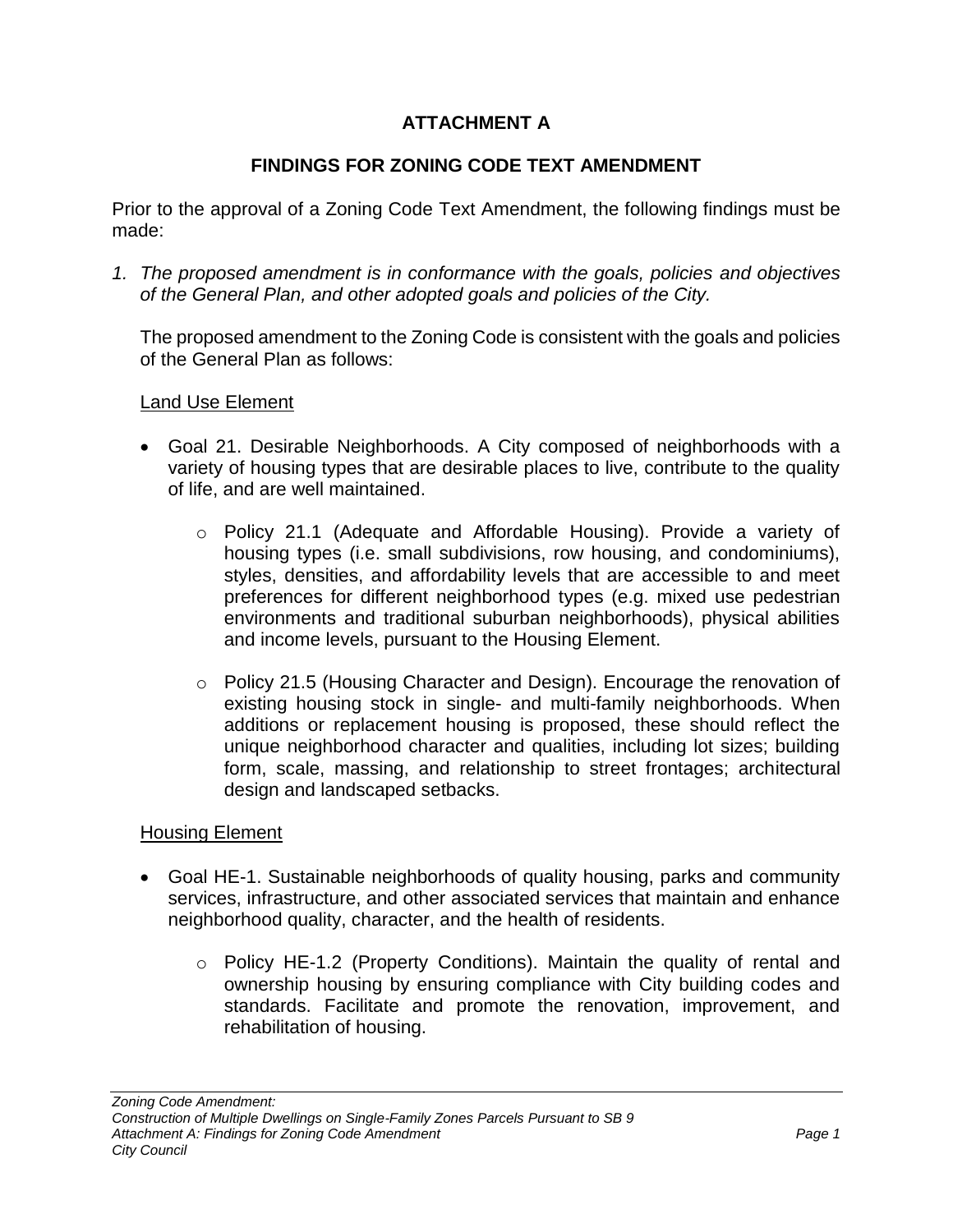# ATTACHMENT A

## FINDINGS FOR ZONING CODE TEXT AMENDMENT

Prior to the approval of a Zoning Code Text Amendment, the following findings must be made:

1. *The proposed amendment is in conformance with the goals, policies and objectives of the General Plan, and other adopted goals and policies of the City.*

   The proposed amendment to the Zoning Code is consistent with the goals and policies of the General Plan as follows:

   Land Use Element

   - Goal 21. Desirable Neighborhoods. A City composed of neighborhoods with a variety of housing types that are desirable places to live, contribute to the quality of life, and are well maintained.

     - Policy 21.1 (Adequate and Affordable Housing). Provide a variety of housing types (i.e. small subdivisions, row housing, and condominiums), styles, densities, and affordability levels that are accessible to and meet preferences for different neighborhood types (e.g. mixed use pedestrian environments and traditional suburban neighborhoods), physical abilities and income levels, pursuant to the Housing Element.

     - Policy 21.5 (Housing Character and Design). Encourage the renovation of existing housing stock in single- and multi-family neighborhoods. When additions or replacement housing is proposed, these should reflect the unique neighborhood character and qualities, including lot sizes; building form, scale, massing, and relationship to street frontages; architectural design and landscaped setbacks.

   Housing Element

   - Goal HE-1. Sustainable neighborhoods of quality housing, parks and community services, infrastructure, and other associated services that maintain and enhance neighborhood quality, character, and the health of residents.

     - Policy HE-1.2 (Property Conditions). Maintain the quality of rental and ownership housing by ensuring compliance with City building codes and standards. Facilitate and promote the renovation, improvement, and rehabilitation of housing.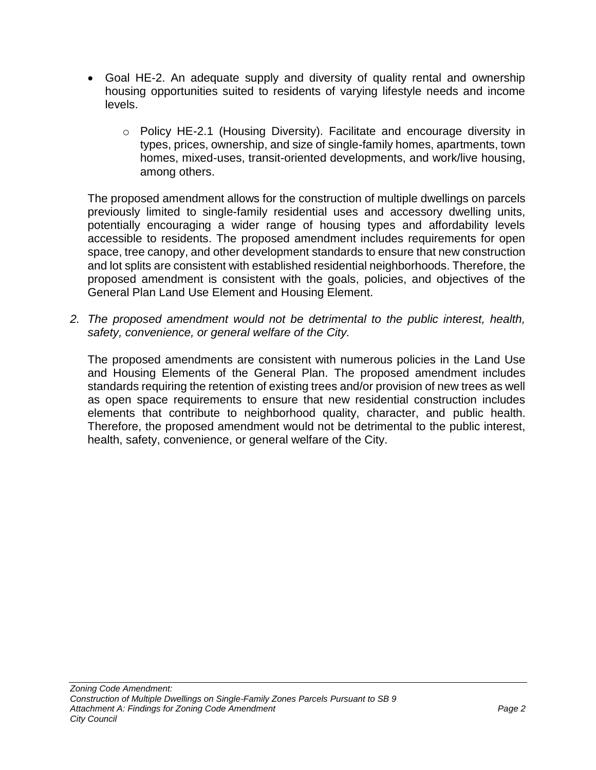- Goal HE-2. An adequate supply and diversity of quality rental and ownership housing opportunities suited to residents of varying lifestyle needs and income levels.
    - Policy HE-2.1 (Housing Diversity). Facilitate and encourage diversity in types, prices, ownership, and size of single-family homes, apartments, town homes, mixed-uses, transit-oriented developments, and work/live housing, among others.

The proposed amendment allows for the construction of multiple dwellings on parcels previously limited to single-family residential uses and accessory dwelling units, potentially encouraging a wider range of housing types and affordability levels accessible to residents. The proposed amendment includes requirements for open space, tree canopy, and other development standards to ensure that new construction and lot splits are consistent with established residential neighborhoods. Therefore, the proposed amendment is consistent with the goals, policies, and objectives of the General Plan Land Use Element and Housing Element.

*2. The proposed amendment would not be detrimental to the public interest, health, safety, convenience, or general welfare of the City.*

The proposed amendments are consistent with numerous policies in the Land Use and Housing Elements of the General Plan. The proposed amendment includes standards requiring the retention of existing trees and/or provision of new trees as well as open space requirements to ensure that new residential construction includes elements that contribute to neighborhood quality, character, and public health. Therefore, the proposed amendment would not be detrimental to the public interest, health, safety, convenience, or general welfare of the City.